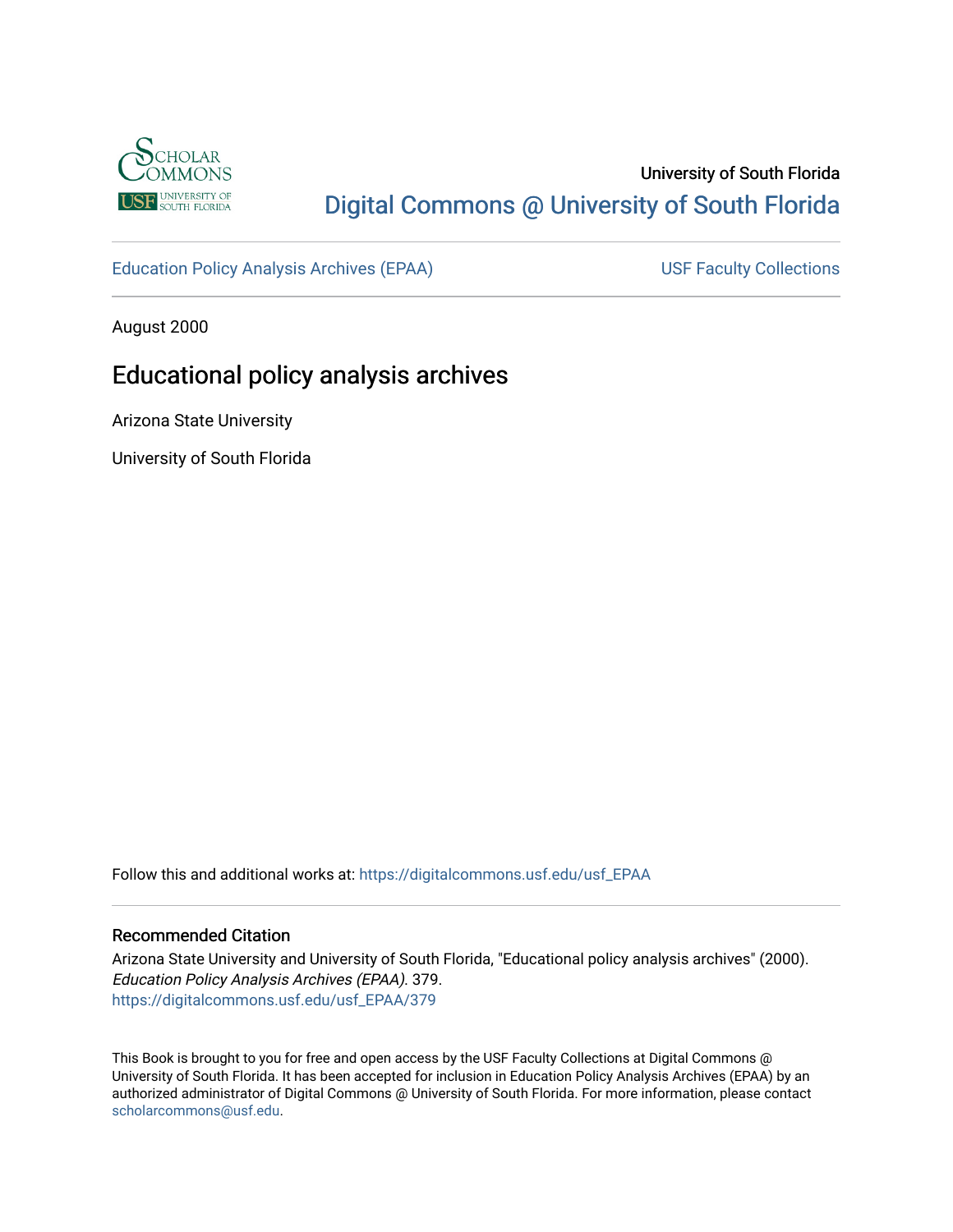University of South Florida

Digital Commons @ University of South Florida

Education Policy Analysis Archives (EPAA) | USF Faculty Collections

August 2000

# Educational policy analysis archives

Arizona State University

University of South Florida

Follow this and additional works at: https://digitalcommons.usf.edu/usf_EPAA

## Recommended Citation

Arizona State University and University of South Florida, "Educational policy analysis archives" (2000). *Education Policy Analysis Archives (EPAA)*. 379.
https://digitalcommons.usf.edu/usf_EPAA/379

This Book is brought to you for free and open access by the USF Faculty Collections at Digital Commons @ University of South Florida. It has been accepted for inclusion in Education Policy Analysis Archives (EPAA) by an authorized administrator of Digital Commons @ University of South Florida. For more information, please contact scholarcommons@usf.edu.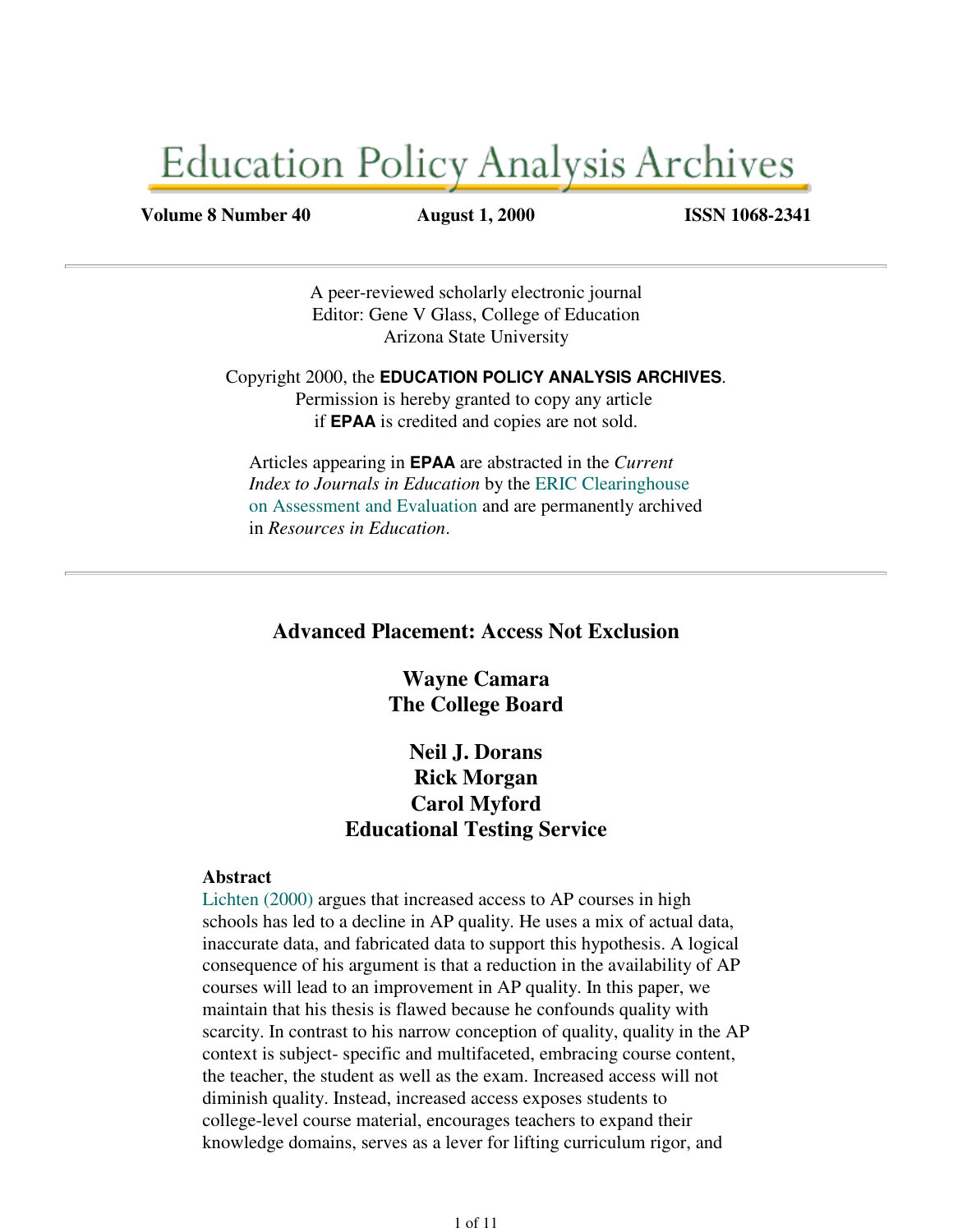# Education Policy Analysis Archives

**Volume 8 Number 40** **August 1, 2000** **ISSN 1068-2341**

---

A peer-reviewed scholarly electronic journal
Editor: Gene V Glass, College of Education
Arizona State University

Copyright 2000, the **EDUCATION POLICY ANALYSIS ARCHIVES**.
Permission is hereby granted to copy any article
if **EPAA** is credited and copies are not sold.

Articles appearing in **EPAA** are abstracted in the *Current Index to Journals in Education* by the ERIC Clearinghouse on Assessment and Evaluation and are permanently archived in *Resources in Education*.

---

## Advanced Placement: Access Not Exclusion

**Wayne Camara**
**The College Board**

**Neil J. Dorans**
**Rick Morgan**
**Carol Myford**
**Educational Testing Service**

### Abstract

Lichten (2000) argues that increased access to AP courses in high schools has led to a decline in AP quality. He uses a mix of actual data, inaccurate data, and fabricated data to support this hypothesis. A logical consequence of his argument is that a reduction in the availability of AP courses will lead to an improvement in AP quality. In this paper, we maintain that his thesis is flawed because he confounds quality with scarcity. In contrast to his narrow conception of quality, quality in the AP context is subject- specific and multifaceted, embracing course content, the teacher, the student as well as the exam. Increased access will not diminish quality. Instead, increased access exposes students to college-level course material, encourages teachers to expand their knowledge domains, serves as a lever for lifting curriculum rigor, and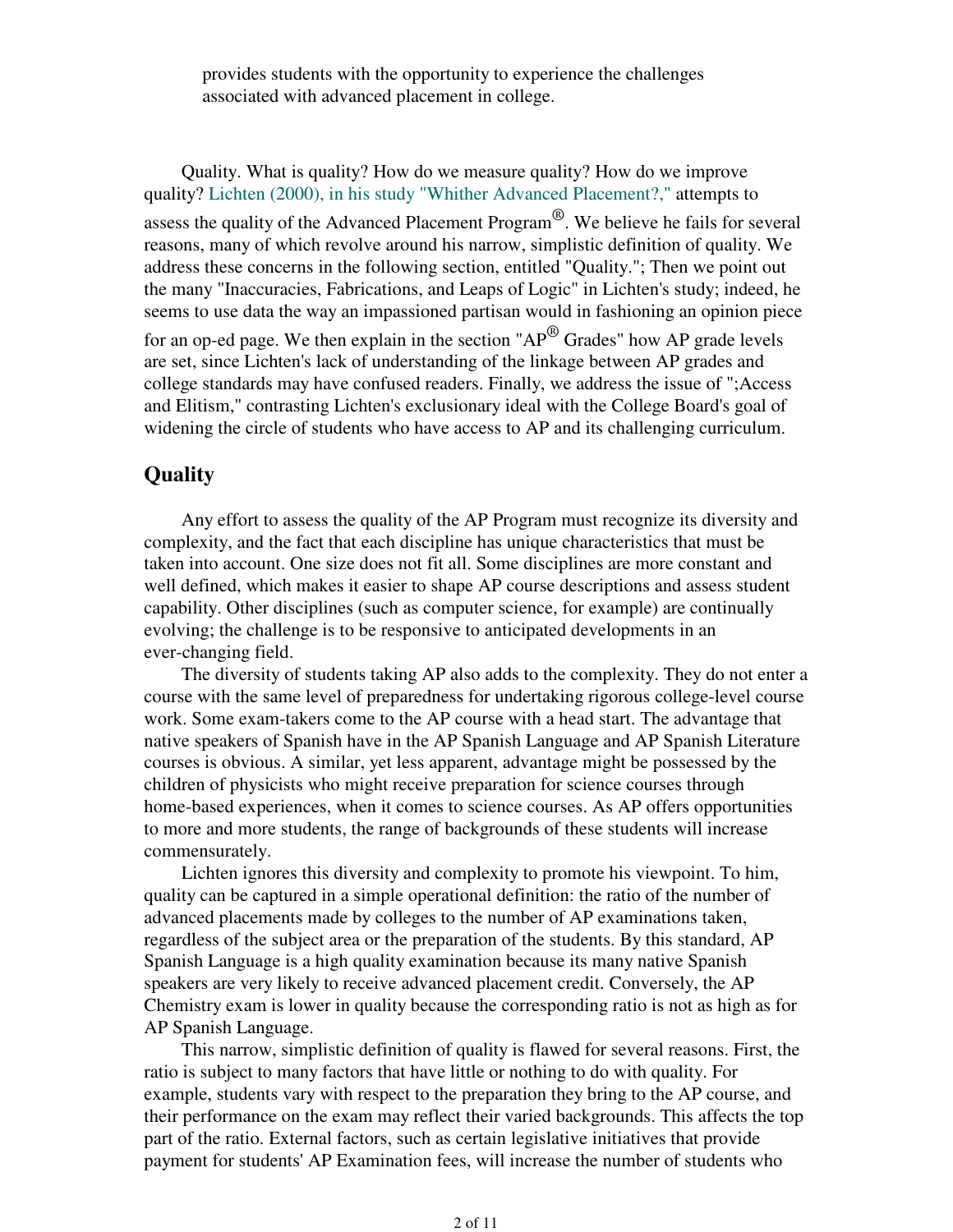provides students with the opportunity to experience the challenges associated with advanced placement in college.

Quality. What is quality? How do we measure quality? How do we improve quality? Lichten (2000), in his study "Whither Advanced Placement?," attempts to assess the quality of the Advanced Placement Program®. We believe he fails for several reasons, many of which revolve around his narrow, simplistic definition of quality. We address these concerns in the following section, entitled "Quality."; Then we point out the many "Inaccuracies, Fabrications, and Leaps of Logic" in Lichten's study; indeed, he seems to use data the way an impassioned partisan would in fashioning an opinion piece for an op-ed page. We then explain in the section "AP® Grades" how AP grade levels are set, since Lichten's lack of understanding of the linkage between AP grades and college standards may have confused readers. Finally, we address the issue of ";Access and Elitism," contrasting Lichten's exclusionary ideal with the College Board's goal of widening the circle of students who have access to AP and its challenging curriculum.

## Quality

Any effort to assess the quality of the AP Program must recognize its diversity and complexity, and the fact that each discipline has unique characteristics that must be taken into account. One size does not fit all. Some disciplines are more constant and well defined, which makes it easier to shape AP course descriptions and assess student capability. Other disciplines (such as computer science, for example) are continually evolving; the challenge is to be responsive to anticipated developments in an ever-changing field.

The diversity of students taking AP also adds to the complexity. They do not enter a course with the same level of preparedness for undertaking rigorous college-level course work. Some exam-takers come to the AP course with a head start. The advantage that native speakers of Spanish have in the AP Spanish Language and AP Spanish Literature courses is obvious. A similar, yet less apparent, advantage might be possessed by the children of physicists who might receive preparation for science courses through home-based experiences, when it comes to science courses. As AP offers opportunities to more and more students, the range of backgrounds of these students will increase commensurately.

Lichten ignores this diversity and complexity to promote his viewpoint. To him, quality can be captured in a simple operational definition: the ratio of the number of advanced placements made by colleges to the number of AP examinations taken, regardless of the subject area or the preparation of the students. By this standard, AP Spanish Language is a high quality examination because its many native Spanish speakers are very likely to receive advanced placement credit. Conversely, the AP Chemistry exam is lower in quality because the corresponding ratio is not as high as for AP Spanish Language.

This narrow, simplistic definition of quality is flawed for several reasons. First, the ratio is subject to many factors that have little or nothing to do with quality. For example, students vary with respect to the preparation they bring to the AP course, and their performance on the exam may reflect their varied backgrounds. This affects the top part of the ratio. External factors, such as certain legislative initiatives that provide payment for students' AP Examination fees, will increase the number of students who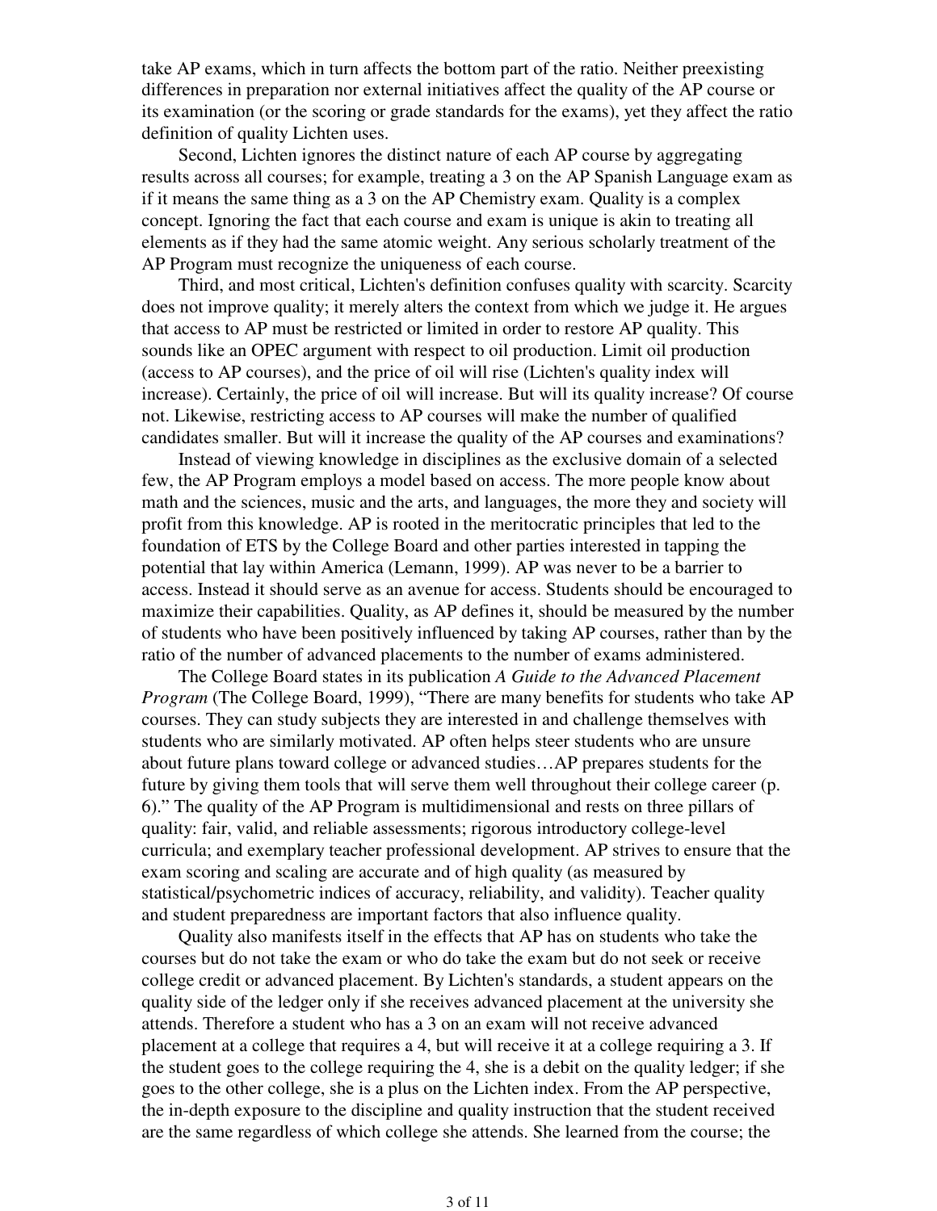take AP exams, which in turn affects the bottom part of the ratio. Neither preexisting differences in preparation nor external initiatives affect the quality of the AP course or its examination (or the scoring or grade standards for the exams), yet they affect the ratio definition of quality Lichten uses.

Second, Lichten ignores the distinct nature of each AP course by aggregating results across all courses; for example, treating a 3 on the AP Spanish Language exam as if it means the same thing as a 3 on the AP Chemistry exam. Quality is a complex concept. Ignoring the fact that each course and exam is unique is akin to treating all elements as if they had the same atomic weight. Any serious scholarly treatment of the AP Program must recognize the uniqueness of each course.

Third, and most critical, Lichten's definition confuses quality with scarcity. Scarcity does not improve quality; it merely alters the context from which we judge it. He argues that access to AP must be restricted or limited in order to restore AP quality. This sounds like an OPEC argument with respect to oil production. Limit oil production (access to AP courses), and the price of oil will rise (Lichten's quality index will increase). Certainly, the price of oil will increase. But will its quality increase? Of course not. Likewise, restricting access to AP courses will make the number of qualified candidates smaller. But will it increase the quality of the AP courses and examinations?

Instead of viewing knowledge in disciplines as the exclusive domain of a selected few, the AP Program employs a model based on access. The more people know about math and the sciences, music and the arts, and languages, the more they and society will profit from this knowledge. AP is rooted in the meritocratic principles that led to the foundation of ETS by the College Board and other parties interested in tapping the potential that lay within America (Lemann, 1999). AP was never to be a barrier to access. Instead it should serve as an avenue for access. Students should be encouraged to maximize their capabilities. Quality, as AP defines it, should be measured by the number of students who have been positively influenced by taking AP courses, rather than by the ratio of the number of advanced placements to the number of exams administered.

The College Board states in its publication *A Guide to the Advanced Placement Program* (The College Board, 1999), "There are many benefits for students who take AP courses. They can study subjects they are interested in and challenge themselves with students who are similarly motivated. AP often helps steer students who are unsure about future plans toward college or advanced studies…AP prepares students for the future by giving them tools that will serve them well throughout their college career (p. 6)." The quality of the AP Program is multidimensional and rests on three pillars of quality: fair, valid, and reliable assessments; rigorous introductory college-level curricula; and exemplary teacher professional development. AP strives to ensure that the exam scoring and scaling are accurate and of high quality (as measured by statistical/psychometric indices of accuracy, reliability, and validity). Teacher quality and student preparedness are important factors that also influence quality.

Quality also manifests itself in the effects that AP has on students who take the courses but do not take the exam or who do take the exam but do not seek or receive college credit or advanced placement. By Lichten's standards, a student appears on the quality side of the ledger only if she receives advanced placement at the university she attends. Therefore a student who has a 3 on an exam will not receive advanced placement at a college that requires a 4, but will receive it at a college requiring a 3. If the student goes to the college requiring the 4, she is a debit on the quality ledger; if she goes to the other college, she is a plus on the Lichten index. From the AP perspective, the in-depth exposure to the discipline and quality instruction that the student received are the same regardless of which college she attends. She learned from the course; the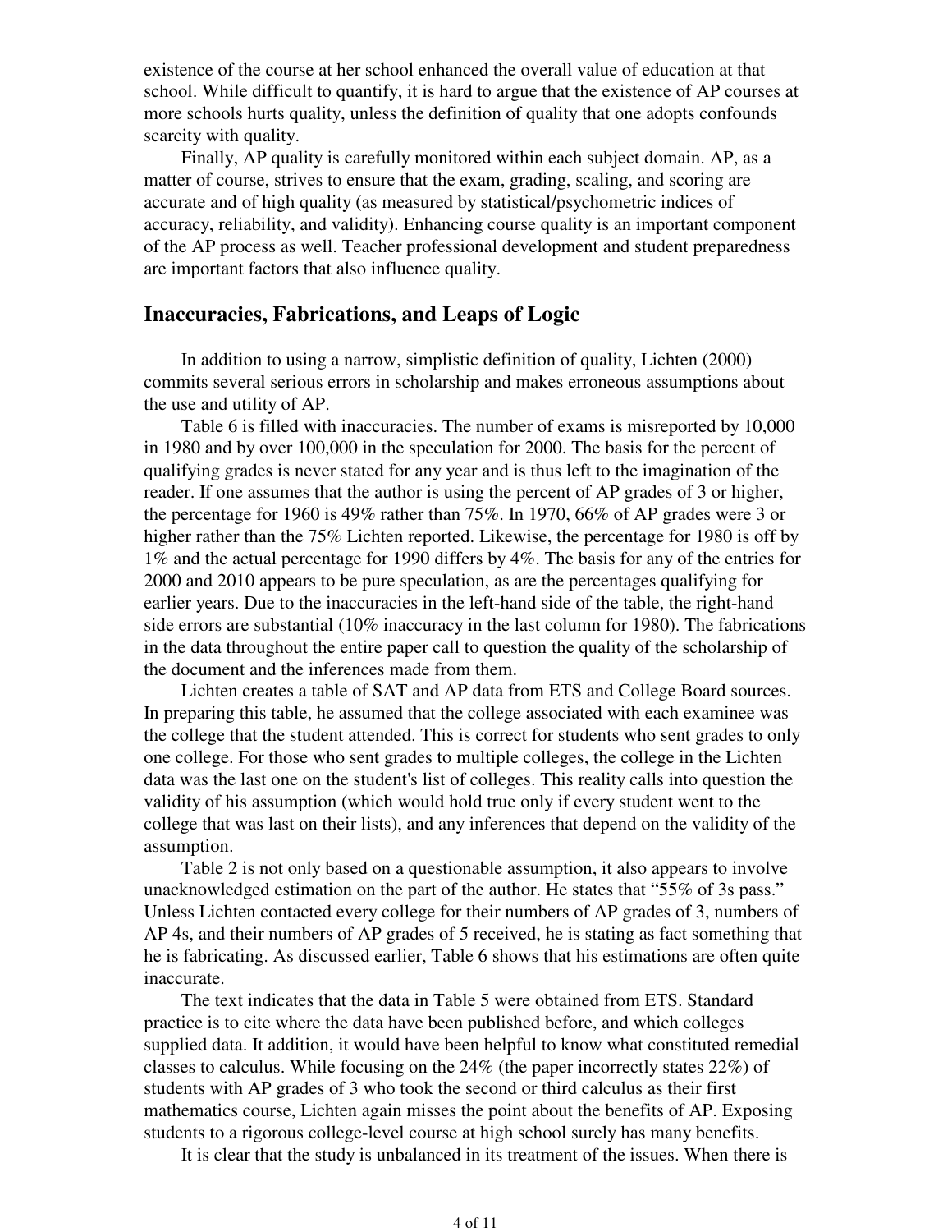existence of the course at her school enhanced the overall value of education at that school. While difficult to quantify, it is hard to argue that the existence of AP courses at more schools hurts quality, unless the definition of quality that one adopts confounds scarcity with quality.

Finally, AP quality is carefully monitored within each subject domain. AP, as a matter of course, strives to ensure that the exam, grading, scaling, and scoring are accurate and of high quality (as measured by statistical/psychometric indices of accuracy, reliability, and validity). Enhancing course quality is an important component of the AP process as well. Teacher professional development and student preparedness are important factors that also influence quality.

## Inaccuracies, Fabrications, and Leaps of Logic

In addition to using a narrow, simplistic definition of quality, Lichten (2000) commits several serious errors in scholarship and makes erroneous assumptions about the use and utility of AP.

Table 6 is filled with inaccuracies. The number of exams is misreported by 10,000 in 1980 and by over 100,000 in the speculation for 2000. The basis for the percent of qualifying grades is never stated for any year and is thus left to the imagination of the reader. If one assumes that the author is using the percent of AP grades of 3 or higher, the percentage for 1960 is 49% rather than 75%. In 1970, 66% of AP grades were 3 or higher rather than the 75% Lichten reported. Likewise, the percentage for 1980 is off by 1% and the actual percentage for 1990 differs by 4%. The basis for any of the entries for 2000 and 2010 appears to be pure speculation, as are the percentages qualifying for earlier years. Due to the inaccuracies in the left-hand side of the table, the right-hand side errors are substantial (10% inaccuracy in the last column for 1980). The fabrications in the data throughout the entire paper call to question the quality of the scholarship of the document and the inferences made from them.

Lichten creates a table of SAT and AP data from ETS and College Board sources. In preparing this table, he assumed that the college associated with each examinee was the college that the student attended. This is correct for students who sent grades to only one college. For those who sent grades to multiple colleges, the college in the Lichten data was the last one on the student's list of colleges. This reality calls into question the validity of his assumption (which would hold true only if every student went to the college that was last on their lists), and any inferences that depend on the validity of the assumption.

Table 2 is not only based on a questionable assumption, it also appears to involve unacknowledged estimation on the part of the author. He states that "55% of 3s pass." Unless Lichten contacted every college for their numbers of AP grades of 3, numbers of AP 4s, and their numbers of AP grades of 5 received, he is stating as fact something that he is fabricating. As discussed earlier, Table 6 shows that his estimations are often quite inaccurate.

The text indicates that the data in Table 5 were obtained from ETS. Standard practice is to cite where the data have been published before, and which colleges supplied data. It addition, it would have been helpful to know what constituted remedial classes to calculus. While focusing on the 24% (the paper incorrectly states 22%) of students with AP grades of 3 who took the second or third calculus as their first mathematics course, Lichten again misses the point about the benefits of AP. Exposing students to a rigorous college-level course at high school surely has many benefits.

It is clear that the study is unbalanced in its treatment of the issues. When there is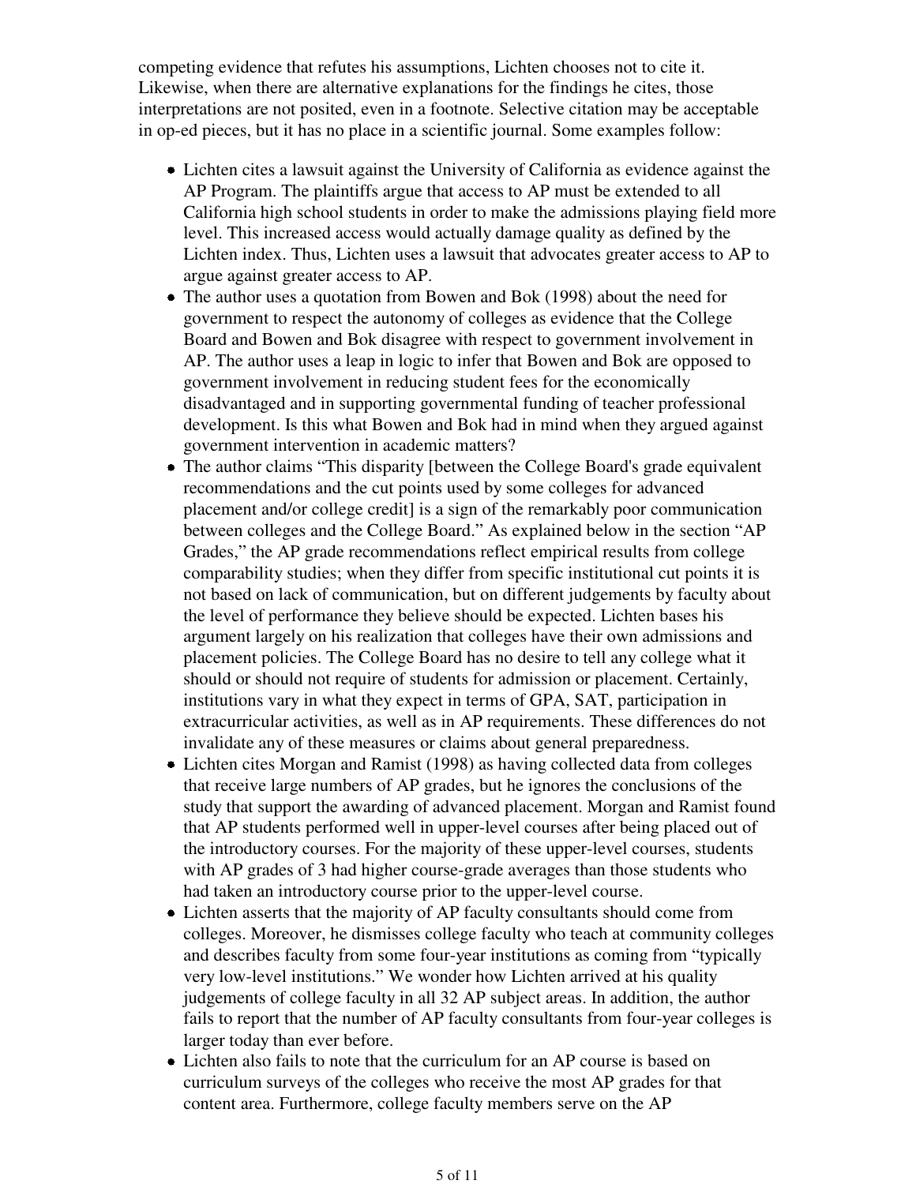competing evidence that refutes his assumptions, Lichten chooses not to cite it. Likewise, when there are alternative explanations for the findings he cites, those interpretations are not posited, even in a footnote. Selective citation may be acceptable in op-ed pieces, but it has no place in a scientific journal. Some examples follow:

- Lichten cites a lawsuit against the University of California as evidence against the AP Program. The plaintiffs argue that access to AP must be extended to all California high school students in order to make the admissions playing field more level. This increased access would actually damage quality as defined by the Lichten index. Thus, Lichten uses a lawsuit that advocates greater access to AP to argue against greater access to AP.
- The author uses a quotation from Bowen and Bok (1998) about the need for government to respect the autonomy of colleges as evidence that the College Board and Bowen and Bok disagree with respect to government involvement in AP. The author uses a leap in logic to infer that Bowen and Bok are opposed to government involvement in reducing student fees for the economically disadvantaged and in supporting governmental funding of teacher professional development. Is this what Bowen and Bok had in mind when they argued against government intervention in academic matters?
- The author claims "This disparity [between the College Board's grade equivalent recommendations and the cut points used by some colleges for advanced placement and/or college credit] is a sign of the remarkably poor communication between colleges and the College Board." As explained below in the section "AP Grades," the AP grade recommendations reflect empirical results from college comparability studies; when they differ from specific institutional cut points it is not based on lack of communication, but on different judgements by faculty about the level of performance they believe should be expected. Lichten bases his argument largely on his realization that colleges have their own admissions and placement policies. The College Board has no desire to tell any college what it should or should not require of students for admission or placement. Certainly, institutions vary in what they expect in terms of GPA, SAT, participation in extracurricular activities, as well as in AP requirements. These differences do not invalidate any of these measures or claims about general preparedness.
- Lichten cites Morgan and Ramist (1998) as having collected data from colleges that receive large numbers of AP grades, but he ignores the conclusions of the study that support the awarding of advanced placement. Morgan and Ramist found that AP students performed well in upper-level courses after being placed out of the introductory courses. For the majority of these upper-level courses, students with AP grades of 3 had higher course-grade averages than those students who had taken an introductory course prior to the upper-level course.
- Lichten asserts that the majority of AP faculty consultants should come from colleges. Moreover, he dismisses college faculty who teach at community colleges and describes faculty from some four-year institutions as coming from "typically very low-level institutions." We wonder how Lichten arrived at his quality judgements of college faculty in all 32 AP subject areas. In addition, the author fails to report that the number of AP faculty consultants from four-year colleges is larger today than ever before.
- Lichten also fails to note that the curriculum for an AP course is based on curriculum surveys of the colleges who receive the most AP grades for that content area. Furthermore, college faculty members serve on the AP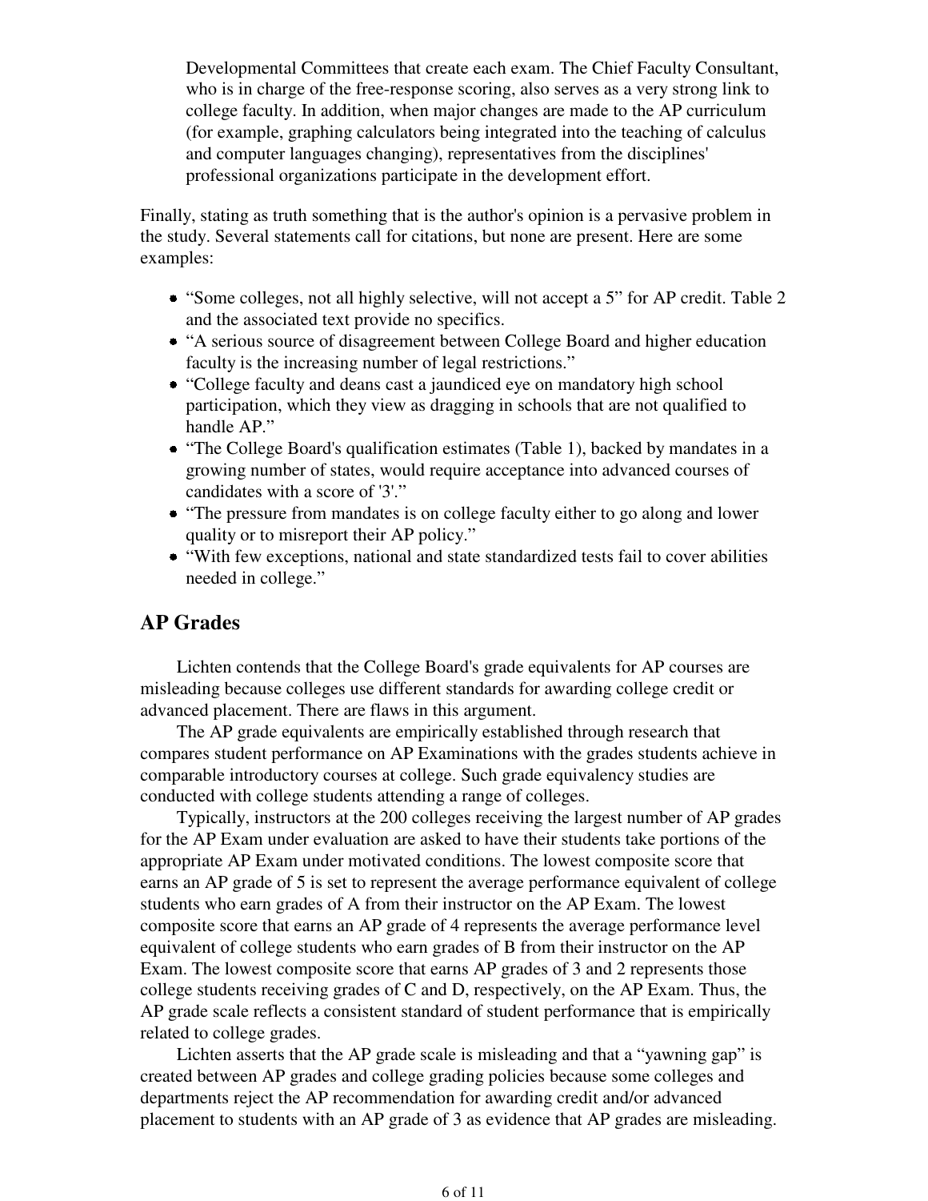Developmental Committees that create each exam. The Chief Faculty Consultant, who is in charge of the free-response scoring, also serves as a very strong link to college faculty. In addition, when major changes are made to the AP curriculum (for example, graphing calculators being integrated into the teaching of calculus and computer languages changing), representatives from the disciplines' professional organizations participate in the development effort.

Finally, stating as truth something that is the author's opinion is a pervasive problem in the study. Several statements call for citations, but none are present. Here are some examples:

- "Some colleges, not all highly selective, will not accept a 5" for AP credit. Table 2 and the associated text provide no specifics.
- "A serious source of disagreement between College Board and higher education faculty is the increasing number of legal restrictions."
- "College faculty and deans cast a jaundiced eye on mandatory high school participation, which they view as dragging in schools that are not qualified to handle AP."
- "The College Board's qualification estimates (Table 1), backed by mandates in a growing number of states, would require acceptance into advanced courses of candidates with a score of '3'."
- "The pressure from mandates is on college faculty either to go along and lower quality or to misreport their AP policy."
- "With few exceptions, national and state standardized tests fail to cover abilities needed in college."

## AP Grades

Lichten contends that the College Board's grade equivalents for AP courses are misleading because colleges use different standards for awarding college credit or advanced placement. There are flaws in this argument.

The AP grade equivalents are empirically established through research that compares student performance on AP Examinations with the grades students achieve in comparable introductory courses at college. Such grade equivalency studies are conducted with college students attending a range of colleges.

Typically, instructors at the 200 colleges receiving the largest number of AP grades for the AP Exam under evaluation are asked to have their students take portions of the appropriate AP Exam under motivated conditions. The lowest composite score that earns an AP grade of 5 is set to represent the average performance equivalent of college students who earn grades of A from their instructor on the AP Exam. The lowest composite score that earns an AP grade of 4 represents the average performance level equivalent of college students who earn grades of B from their instructor on the AP Exam. The lowest composite score that earns AP grades of 3 and 2 represents those college students receiving grades of C and D, respectively, on the AP Exam. Thus, the AP grade scale reflects a consistent standard of student performance that is empirically related to college grades.

Lichten asserts that the AP grade scale is misleading and that a "yawning gap" is created between AP grades and college grading policies because some colleges and departments reject the AP recommendation for awarding credit and/or advanced placement to students with an AP grade of 3 as evidence that AP grades are misleading.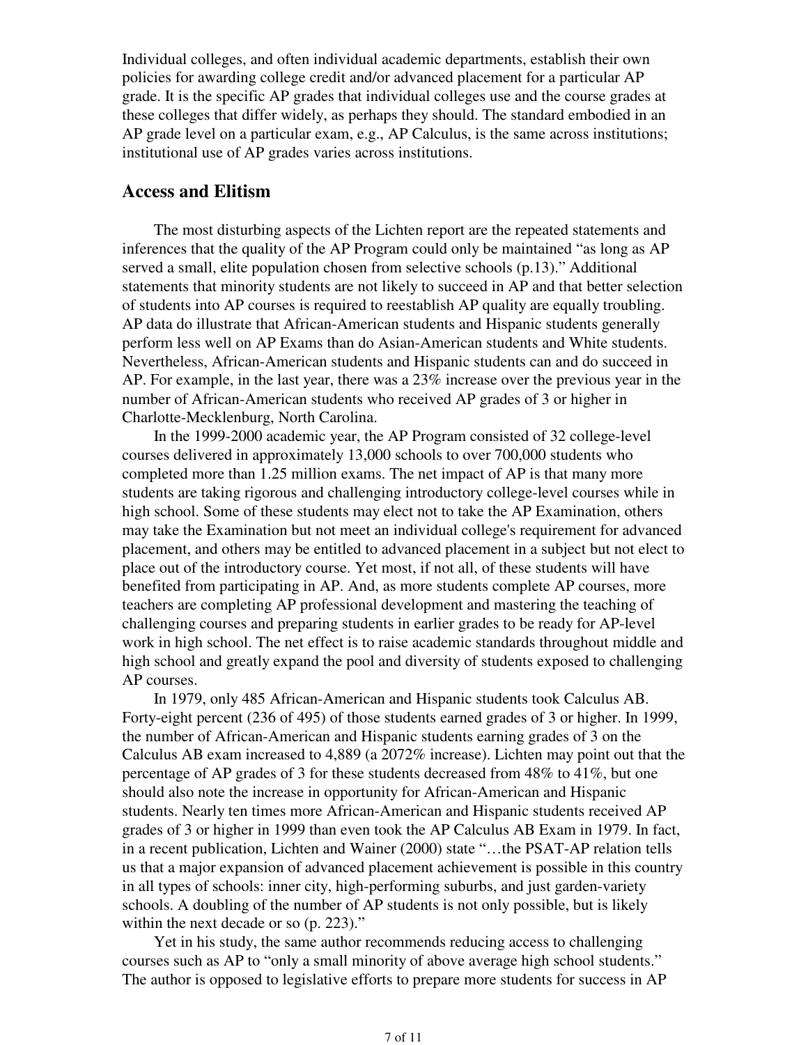Individual colleges, and often individual academic departments, establish their own policies for awarding college credit and/or advanced placement for a particular AP grade. It is the specific AP grades that individual colleges use and the course grades at these colleges that differ widely, as perhaps they should. The standard embodied in an AP grade level on a particular exam, e.g., AP Calculus, is the same across institutions; institutional use of AP grades varies across institutions.

## Access and Elitism

The most disturbing aspects of the Lichten report are the repeated statements and inferences that the quality of the AP Program could only be maintained "as long as AP served a small, elite population chosen from selective schools (p.13)." Additional statements that minority students are not likely to succeed in AP and that better selection of students into AP courses is required to reestablish AP quality are equally troubling. AP data do illustrate that African-American students and Hispanic students generally perform less well on AP Exams than do Asian-American students and White students. Nevertheless, African-American students and Hispanic students can and do succeed in AP. For example, in the last year, there was a 23% increase over the previous year in the number of African-American students who received AP grades of 3 or higher in Charlotte-Mecklenburg, North Carolina.

In the 1999-2000 academic year, the AP Program consisted of 32 college-level courses delivered in approximately 13,000 schools to over 700,000 students who completed more than 1.25 million exams. The net impact of AP is that many more students are taking rigorous and challenging introductory college-level courses while in high school. Some of these students may elect not to take the AP Examination, others may take the Examination but not meet an individual college's requirement for advanced placement, and others may be entitled to advanced placement in a subject but not elect to place out of the introductory course. Yet most, if not all, of these students will have benefited from participating in AP. And, as more students complete AP courses, more teachers are completing AP professional development and mastering the teaching of challenging courses and preparing students in earlier grades to be ready for AP-level work in high school. The net effect is to raise academic standards throughout middle and high school and greatly expand the pool and diversity of students exposed to challenging AP courses.

In 1979, only 485 African-American and Hispanic students took Calculus AB. Forty-eight percent (236 of 495) of those students earned grades of 3 or higher. In 1999, the number of African-American and Hispanic students earning grades of 3 on the Calculus AB exam increased to 4,889 (a 2072% increase). Lichten may point out that the percentage of AP grades of 3 for these students decreased from 48% to 41%, but one should also note the increase in opportunity for African-American and Hispanic students. Nearly ten times more African-American and Hispanic students received AP grades of 3 or higher in 1999 than even took the AP Calculus AB Exam in 1979. In fact, in a recent publication, Lichten and Wainer (2000) state "…the PSAT-AP relation tells us that a major expansion of advanced placement achievement is possible in this country in all types of schools: inner city, high-performing suburbs, and just garden-variety schools. A doubling of the number of AP students is not only possible, but is likely within the next decade or so (p. 223)."

Yet in his study, the same author recommends reducing access to challenging courses such as AP to "only a small minority of above average high school students." The author is opposed to legislative efforts to prepare more students for success in AP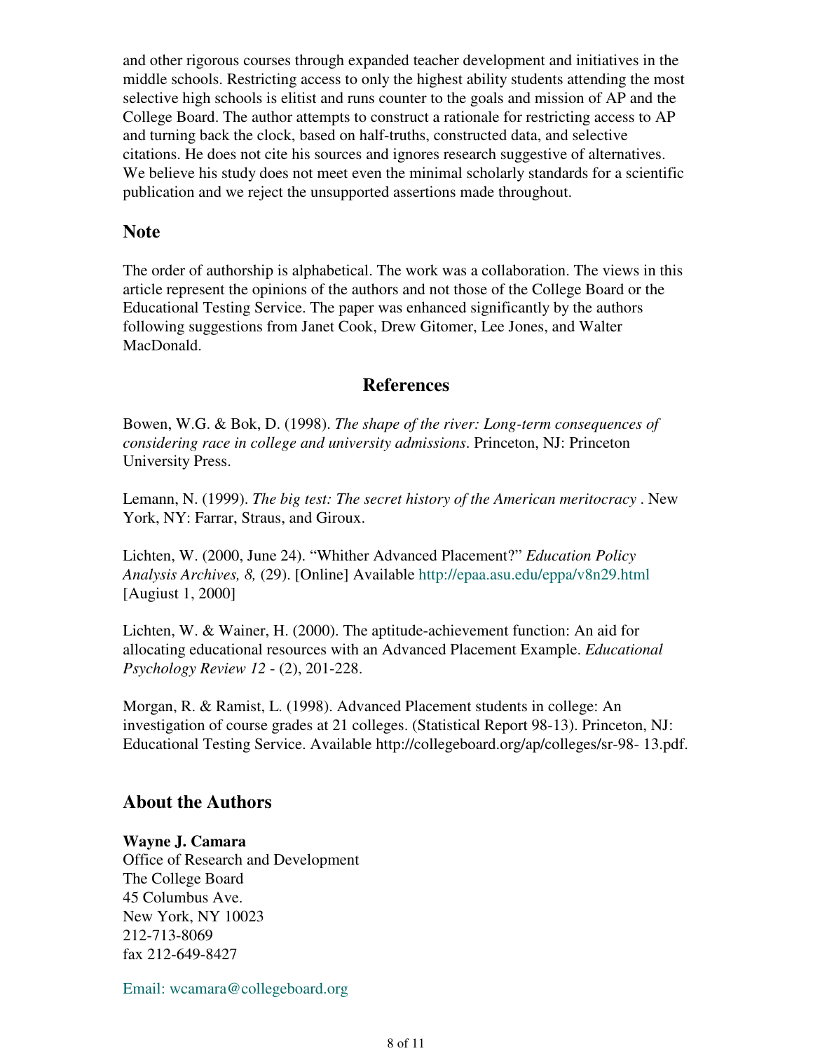and other rigorous courses through expanded teacher development and initiatives in the middle schools. Restricting access to only the highest ability students attending the most selective high schools is elitist and runs counter to the goals and mission of AP and the College Board. The author attempts to construct a rationale for restricting access to AP and turning back the clock, based on half-truths, constructed data, and selective citations. He does not cite his sources and ignores research suggestive of alternatives. We believe his study does not meet even the minimal scholarly standards for a scientific publication and we reject the unsupported assertions made throughout.

## Note

The order of authorship is alphabetical. The work was a collaboration. The views in this article represent the opinions of the authors and not those of the College Board or the Educational Testing Service. The paper was enhanced significantly by the authors following suggestions from Janet Cook, Drew Gitomer, Lee Jones, and Walter MacDonald.

## References

Bowen, W.G. & Bok, D. (1998). *The shape of the river: Long-term consequences of considering race in college and university admissions*. Princeton, NJ: Princeton University Press.

Lemann, N. (1999). *The big test: The secret history of the American meritocracy* . New York, NY: Farrar, Straus, and Giroux.

Lichten, W. (2000, June 24). "Whither Advanced Placement?" *Education Policy Analysis Archives, 8,* (29). [Online] Available http://epaa.asu.edu/eppa/v8n29.html [Augiust 1, 2000]

Lichten, W. & Wainer, H. (2000). The aptitude-achievement function: An aid for allocating educational resources with an Advanced Placement Example. *Educational Psychology Review 12* - (2), 201-228.

Morgan, R. & Ramist, L. (1998). Advanced Placement students in college: An investigation of course grades at 21 colleges. (Statistical Report 98-13). Princeton, NJ: Educational Testing Service. Available http://collegeboard.org/ap/colleges/sr-98- 13.pdf.

## About the Authors

**Wayne J. Camara**
Office of Research and Development
The College Board
45 Columbus Ave.
New York, NY 10023
212-713-8069
fax 212-649-8427

Email: wcamara@collegeboard.org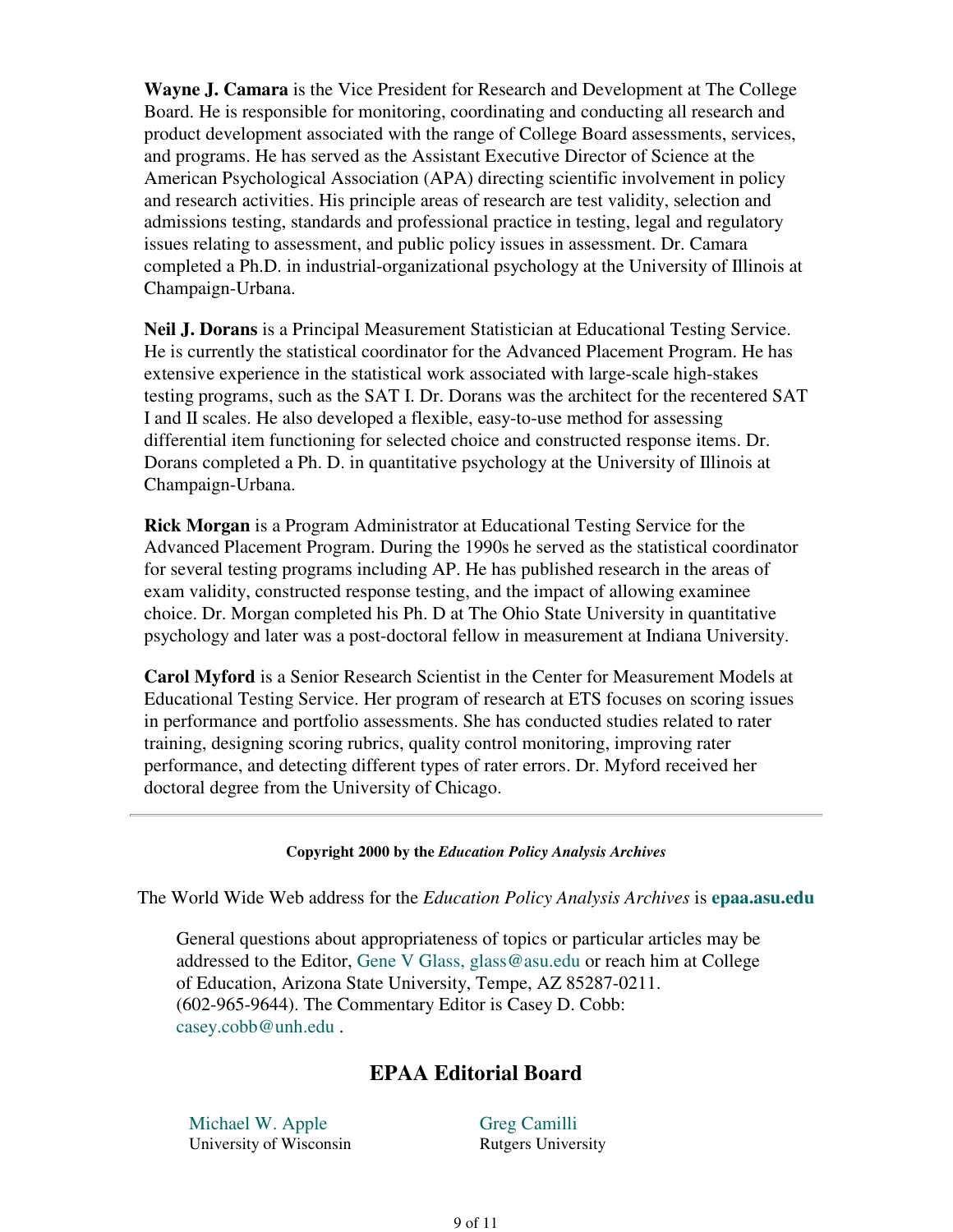**Wayne J. Camara** is the Vice President for Research and Development at The College Board. He is responsible for monitoring, coordinating and conducting all research and product development associated with the range of College Board assessments, services, and programs. He has served as the Assistant Executive Director of Science at the American Psychological Association (APA) directing scientific involvement in policy and research activities. His principle areas of research are test validity, selection and admissions testing, standards and professional practice in testing, legal and regulatory issues relating to assessment, and public policy issues in assessment. Dr. Camara completed a Ph.D. in industrial-organizational psychology at the University of Illinois at Champaign-Urbana.

**Neil J. Dorans** is a Principal Measurement Statistician at Educational Testing Service. He is currently the statistical coordinator for the Advanced Placement Program. He has extensive experience in the statistical work associated with large-scale high-stakes testing programs, such as the SAT I. Dr. Dorans was the architect for the recentered SAT I and II scales. He also developed a flexible, easy-to-use method for assessing differential item functioning for selected choice and constructed response items. Dr. Dorans completed a Ph. D. in quantitative psychology at the University of Illinois at Champaign-Urbana.

**Rick Morgan** is a Program Administrator at Educational Testing Service for the Advanced Placement Program. During the 1990s he served as the statistical coordinator for several testing programs including AP. He has published research in the areas of exam validity, constructed response testing, and the impact of allowing examinee choice. Dr. Morgan completed his Ph. D at The Ohio State University in quantitative psychology and later was a post-doctoral fellow in measurement at Indiana University.

**Carol Myford** is a Senior Research Scientist in the Center for Measurement Models at Educational Testing Service. Her program of research at ETS focuses on scoring issues in performance and portfolio assessments. She has conducted studies related to rater training, designing scoring rubrics, quality control monitoring, improving rater performance, and detecting different types of rater errors. Dr. Myford received her doctoral degree from the University of Chicago.

---

**Copyright 2000 by the *Education Policy Analysis Archives***

The World Wide Web address for the *Education Policy Analysis Archives* is **epaa.asu.edu**

General questions about appropriateness of topics or particular articles may be addressed to the Editor, Gene V Glass, glass@asu.edu or reach him at College of Education, Arizona State University, Tempe, AZ 85287-0211. (602-965-9644). The Commentary Editor is Casey D. Cobb: casey.cobb@unh.edu .

## EPAA Editorial Board

Michael W. Apple
University of Wisconsin

Greg Camilli
Rutgers University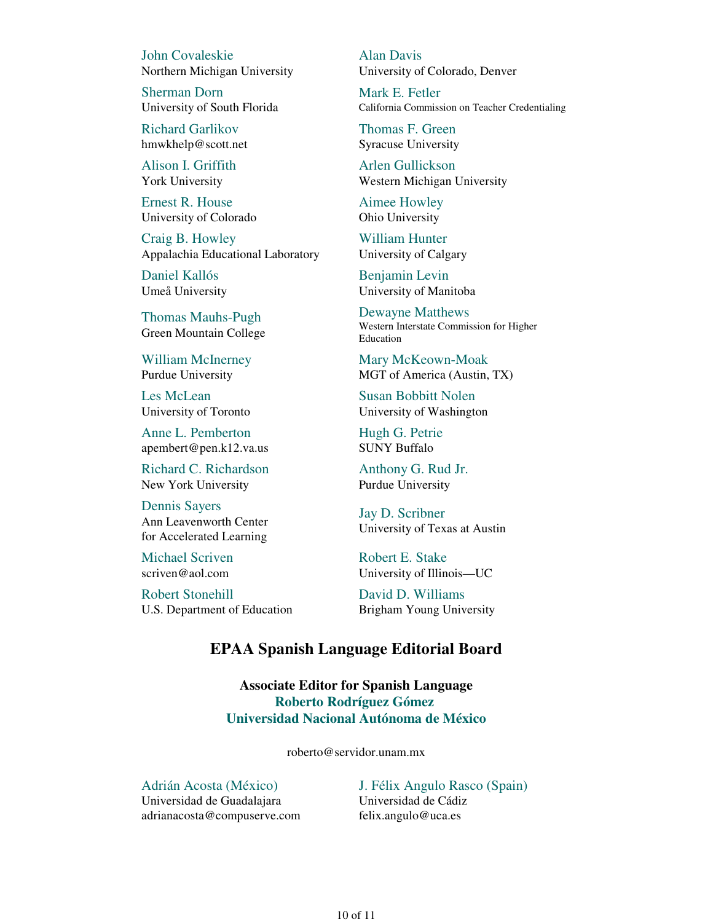John Covaleskie
Northern Michigan University

Alan Davis
University of Colorado, Denver

Sherman Dorn
University of South Florida

Mark E. Fetler
California Commission on Teacher Credentialing

Richard Garlikov
hmwkhelp@scott.net

Thomas F. Green
Syracuse University

Alison I. Griffith
York University

Arlen Gullickson
Western Michigan University

Ernest R. House
University of Colorado

Aimee Howley
Ohio University

Craig B. Howley
Appalachia Educational Laboratory

William Hunter
University of Calgary

Daniel Kallós
Umeå University

Benjamin Levin
University of Manitoba

Thomas Mauhs-Pugh
Green Mountain College

Dewayne Matthews
Western Interstate Commission for Higher Education

William McInerney
Purdue University

Mary McKeown-Moak
MGT of America (Austin, TX)

Les McLean
University of Toronto

Susan Bobbitt Nolen
University of Washington

Anne L. Pemberton
apembert@pen.k12.va.us

Hugh G. Petrie
SUNY Buffalo

Richard C. Richardson
New York University

Anthony G. Rud Jr.
Purdue University

Dennis Sayers
Ann Leavenworth Center for Accelerated Learning

Jay D. Scribner
University of Texas at Austin

Michael Scriven
scriven@aol.com

Robert E. Stake
University of Illinois—UC

Robert Stonehill
U.S. Department of Education

David D. Williams
Brigham Young University

## EPAA Spanish Language Editorial Board

**Associate Editor for Spanish Language**
**Roberto Rodríguez Gómez**
**Universidad Nacional Autónoma de México**

roberto@servidor.unam.mx

Adrián Acosta (México)
Universidad de Guadalajara
adrianacosta@compuserve.com

J. Félix Angulo Rasco (Spain)
Universidad de Cádiz
felix.angulo@uca.es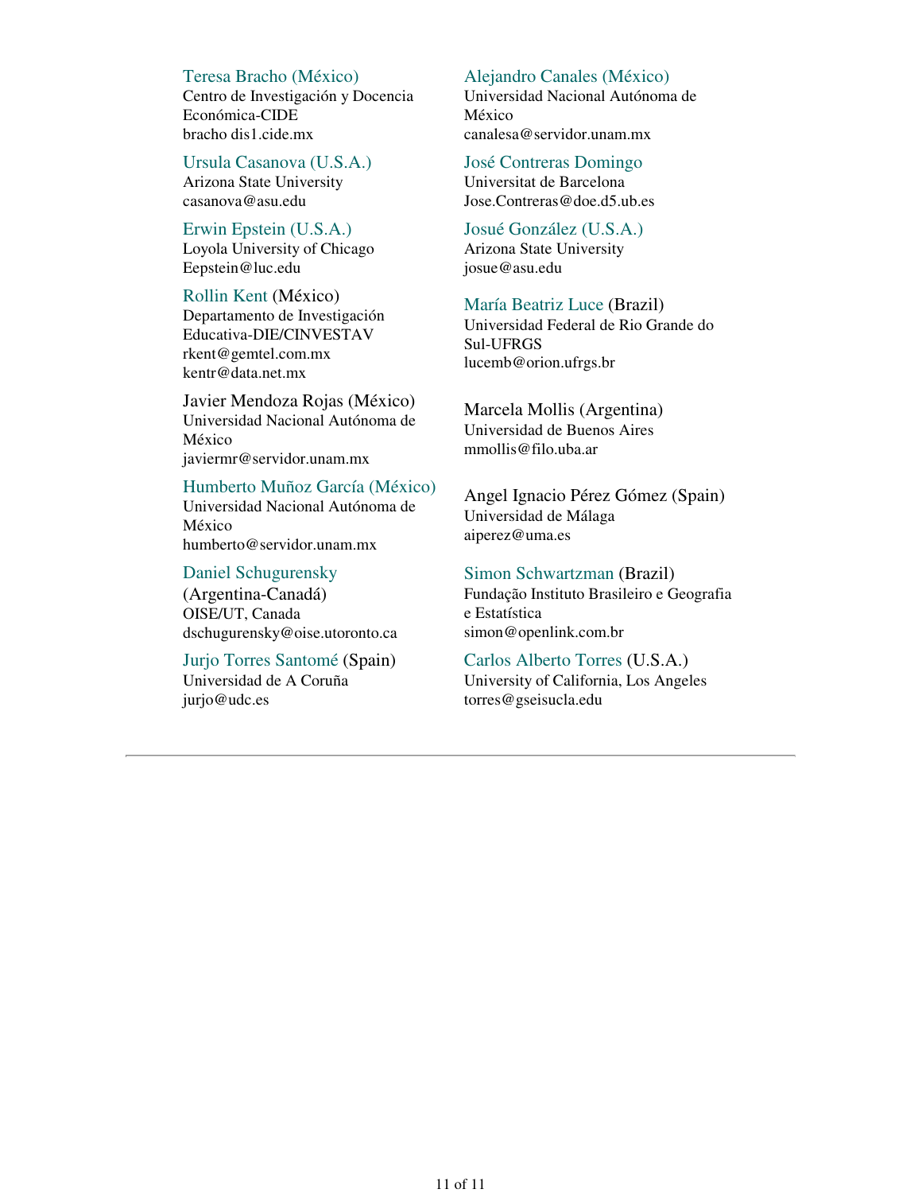Teresa Bracho (México)
Centro de Investigación y Docencia Económica-CIDE
bracho dis1.cide.mx

Alejandro Canales (México)
Universidad Nacional Autónoma de México
canalesa@servidor.unam.mx

Ursula Casanova (U.S.A.)
Arizona State University
casanova@asu.edu

José Contreras Domingo
Universitat de Barcelona
Jose.Contreras@doe.d5.ub.es

Erwin Epstein (U.S.A.)
Loyola University of Chicago
Eepstein@luc.edu

Josué González (U.S.A.)
Arizona State University
josue@asu.edu

Rollin Kent (México)
Departamento de Investigación Educativa-DIE/CINVESTAV
rkent@gemtel.com.mx
kentr@data.net.mx

María Beatriz Luce (Brazil)
Universidad Federal de Rio Grande do Sul-UFRGS
lucemb@orion.ufrgs.br

Javier Mendoza Rojas (México)
Universidad Nacional Autónoma de México
javiermr@servidor.unam.mx

Marcela Mollis (Argentina)
Universidad de Buenos Aires
mmollis@filo.uba.ar

Humberto Muñoz García (México)
Universidad Nacional Autónoma de México
humberto@servidor.unam.mx

Angel Ignacio Pérez Gómez (Spain)
Universidad de Málaga
aiperez@uma.es

Daniel Schugurensky (Argentina-Canadá)
OISE/UT, Canada
dschugurensky@oise.utoronto.ca

Simon Schwartzman (Brazil)
Fundação Instituto Brasileiro e Geografia e Estatística
simon@openlink.com.br

Jurjo Torres Santomé (Spain)
Universidad de A Coruña
jurjo@udc.es

Carlos Alberto Torres (U.S.A.)
University of California, Los Angeles
torres@gseisucla.edu